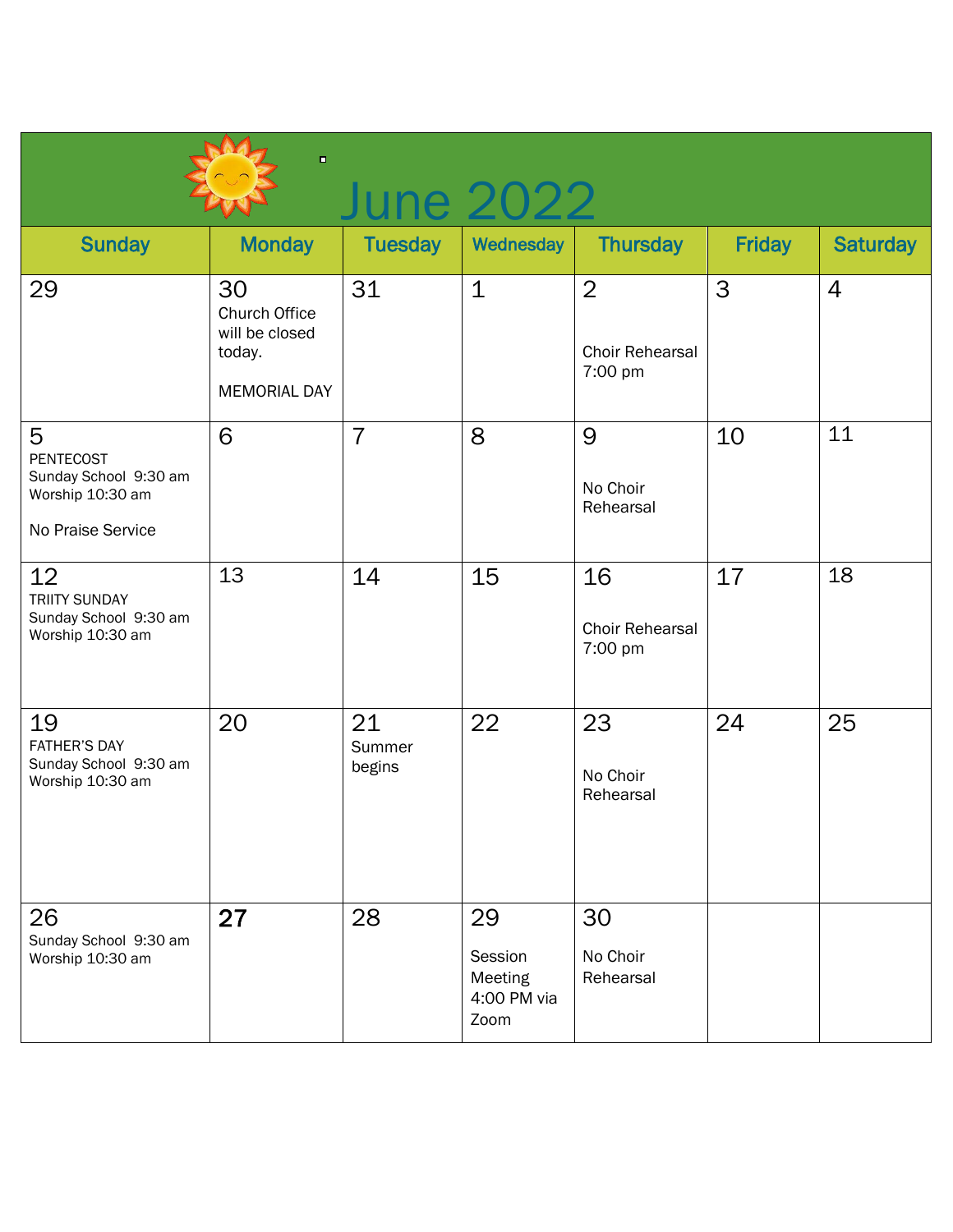# June 2022

| Sunday | Monday | Tuesday | Wednesday | Thursday | Friday | Saturday |
|---|---|---|---|---|---|---|
| 29 | 30<br>Church Office will be closed today.<br><br>MEMORIAL DAY | 31 | 1 | 2<br><br>Choir Rehearsal 7:00 pm | 3 | 4 |
| 5<br>PENTECOST<br>Sunday School 9:30 am<br>Worship 10:30 am<br><br>No Praise Service | 6 | 7 | 8 | 9<br><br>No Choir Rehearsal | 10 | 11 |
| 12<br>TRIITY SUNDAY<br>Sunday School 9:30 am<br>Worship 10:30 am | 13 | 14 | 15 | 16<br><br>Choir Rehearsal 7:00 pm | 17 | 18 |
| 19<br>FATHER'S DAY<br>Sunday School 9:30 am<br>Worship 10:30 am | 20 | 21<br>Summer begins | 22 | 23<br><br>No Choir Rehearsal | 24 | 25 |
| 26<br>Sunday School 9:30 am<br>Worship 10:30 am | **27** | 28 | 29<br><br>Session Meeting 4:00 PM via Zoom | 30<br>No Choir Rehearsal | | |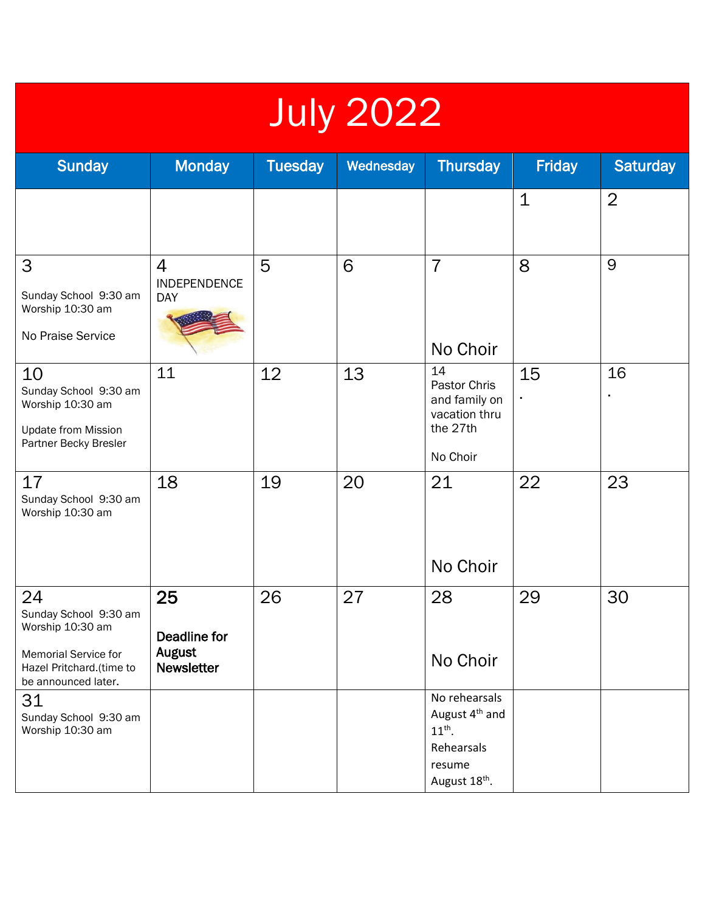# July 2022

| Sunday | Monday | Tuesday | Wednesday | Thursday | Friday | Saturday |
|---|---|---|---|---|---|---|
| | | | | | 1 | 2 |
| 3<br>Sunday School 9:30 am<br>Worship 10:30 am<br><br>No Praise Service | 4<br>INDEPENDENCE DAY | 5 | 6 | 7<br><br>No Choir | 8 | 9 |
| 10<br>Sunday School 9:30 am<br>Worship 10:30 am<br><br>Update from Mission Partner Becky Bresler | 11 | 12 | 13 | 14<br>Pastor Chris and family on vacation thru the 27th<br><br>No Choir | 15<br>. | 16<br>. |
| 17<br>Sunday School 9:30 am<br>Worship 10:30 am | 18 | 19 | 20 | 21<br><br>No Choir | 22 | 23 |
| 24<br>Sunday School 9:30 am<br>Worship 10:30 am<br><br>Memorial Service for Hazel Pritchard.(time to be announced later. | **25**<br><br>**Deadline for August Newsletter** | 26 | 27 | 28<br><br>No Choir | 29 | 30 |
| 31<br>Sunday School 9:30 am<br>Worship 10:30 am | | | | No rehearsals August 4th and 11th. Rehearsals resume August 18th. | | |